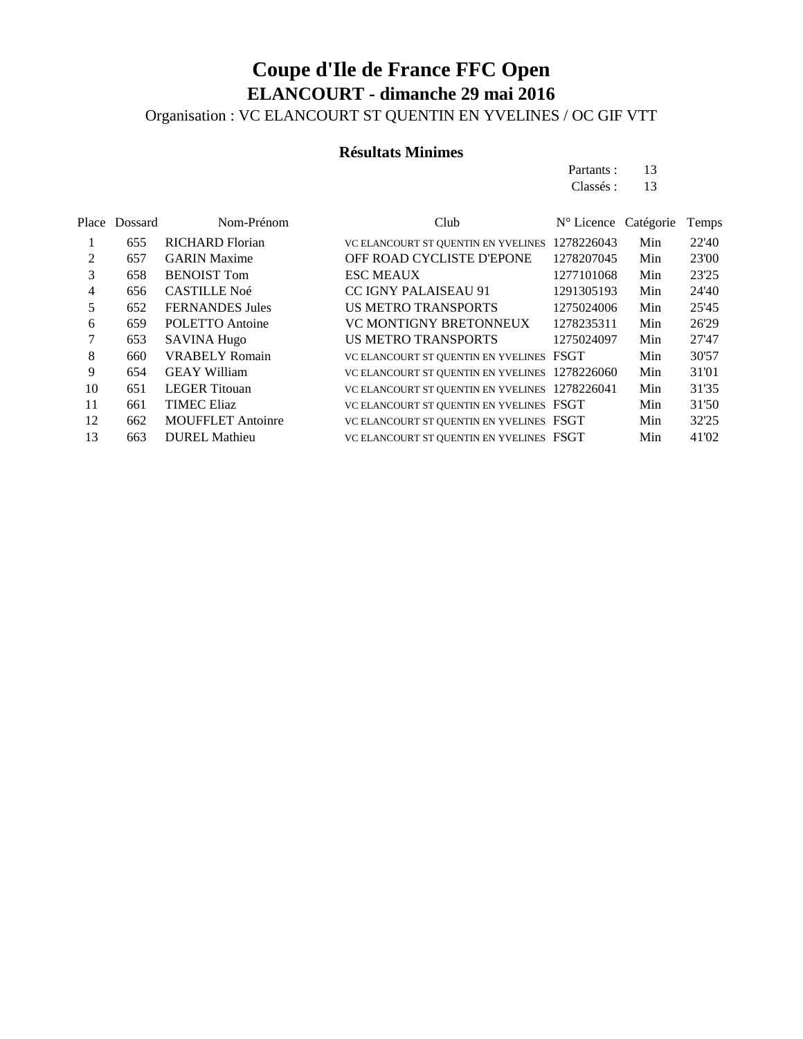# Coupe d'Ile de France FFC Open

## ELANCOURT - dimanche 29 mai 2016

Organisation : VC ELANCOURT ST QUENTIN EN YVELINES / OC GIF VTT

### Résultats Minimes

Partants : 13
Classés : 13

| Place | Dossard | Nom-Prénom | Club | N° Licence | Catégorie | Temps |
|---|---|---|---|---|---|---|
| 1 | 655 | RICHARD Florian | VC ELANCOURT ST QUENTIN EN YVELINES | 1278226043 | Min | 22'40 |
| 2 | 657 | GARIN Maxime | OFF ROAD CYCLISTE D'EPONE | 1278207045 | Min | 23'00 |
| 3 | 658 | BENOIST Tom | ESC MEAUX | 1277101068 | Min | 23'25 |
| 4 | 656 | CASTILLE Noé | CC IGNY PALAISEAU 91 | 1291305193 | Min | 24'40 |
| 5 | 652 | FERNANDES Jules | US METRO TRANSPORTS | 1275024006 | Min | 25'45 |
| 6 | 659 | POLETTO Antoine | VC MONTIGNY BRETONNEUX | 1278235311 | Min | 26'29 |
| 7 | 653 | SAVINA Hugo | US METRO TRANSPORTS | 1275024097 | Min | 27'47 |
| 8 | 660 | VRABELY Romain | VC ELANCOURT ST QUENTIN EN YVELINES | FSGT | Min | 30'57 |
| 9 | 654 | GEAY William | VC ELANCOURT ST QUENTIN EN YVELINES | 1278226060 | Min | 31'01 |
| 10 | 651 | LEGER Titouan | VC ELANCOURT ST QUENTIN EN YVELINES | 1278226041 | Min | 31'35 |
| 11 | 661 | TIMEC Eliaz | VC ELANCOURT ST QUENTIN EN YVELINES | FSGT | Min | 31'50 |
| 12 | 662 | MOUFFLET Antoinre | VC ELANCOURT ST QUENTIN EN YVELINES | FSGT | Min | 32'25 |
| 13 | 663 | DUREL Mathieu | VC ELANCOURT ST QUENTIN EN YVELINES | FSGT | Min | 41'02 |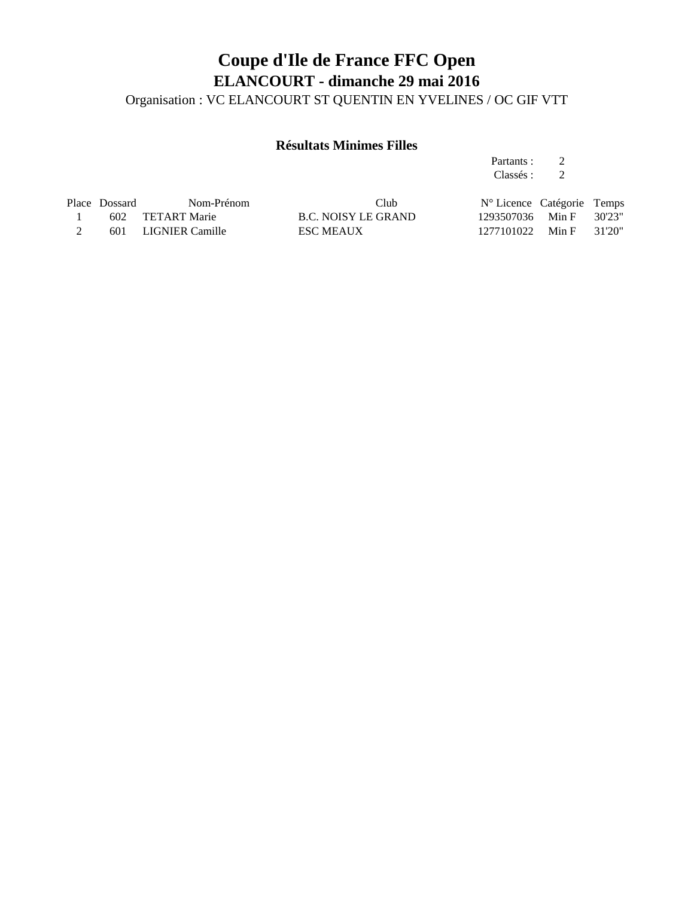# Coupe d'Ile de France FFC Open

## ELANCOURT - dimanche 29 mai 2016

Organisation : VC ELANCOURT ST QUENTIN EN YVELINES / OC GIF VTT

### Résultats Minimes Filles

Partants : 2
Classés : 2

| Place | Dossard | Nom-Prénom | Club | N° Licence | Catégorie | Temps |
|---|---|---|---|---|---|---|
| 1 | 602 | TETART Marie | B.C. NOISY LE GRAND | 1293507036 | Min F | 30'23" |
| 2 | 601 | LIGNIER Camille | ESC MEAUX | 1277101022 | Min F | 31'20" |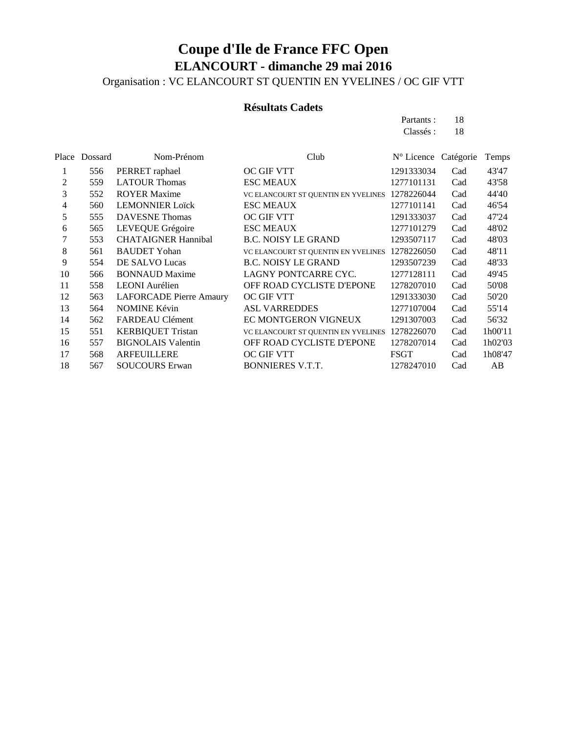# Coupe d'Ile de France FFC Open

## ELANCOURT - dimanche 29 mai 2016

Organisation : VC ELANCOURT ST QUENTIN EN YVELINES / OC GIF VTT

### Résultats Cadets

Partants : 18
Classés : 18

| Place | Dossard | Nom-Prénom | Club | N° Licence | Catégorie | Temps |
|---|---|---|---|---|---|---|
| 1 | 556 | PERRET raphael | OC GIF VTT | 1291333034 | Cad | 43'47 |
| 2 | 559 | LATOUR Thomas | ESC MEAUX | 1277101131 | Cad | 43'58 |
| 3 | 552 | ROYER Maxime | VC ELANCOURT ST QUENTIN EN YVELINES | 1278226044 | Cad | 44'40 |
| 4 | 560 | LEMONNIER Loïck | ESC MEAUX | 1277101141 | Cad | 46'54 |
| 5 | 555 | DAVESNE Thomas | OC GIF VTT | 1291333037 | Cad | 47'24 |
| 6 | 565 | LEVEQUE Grégoire | ESC MEAUX | 1277101279 | Cad | 48'02 |
| 7 | 553 | CHATAIGNER Hannibal | B.C. NOISY LE GRAND | 1293507117 | Cad | 48'03 |
| 8 | 561 | BAUDET Yohan | VC ELANCOURT ST QUENTIN EN YVELINES | 1278226050 | Cad | 48'11 |
| 9 | 554 | DE SALVO Lucas | B.C. NOISY LE GRAND | 1293507239 | Cad | 48'33 |
| 10 | 566 | BONNAUD Maxime | LAGNY PONTCARRE CYC. | 1277128111 | Cad | 49'45 |
| 11 | 558 | LEONI Aurélien | OFF ROAD CYCLISTE D'EPONE | 1278207010 | Cad | 50'08 |
| 12 | 563 | LAFORCADE Pierre Amaury | OC GIF VTT | 1291333030 | Cad | 50'20 |
| 13 | 564 | NOMINE Kévin | ASL VARREDDES | 1277107004 | Cad | 55'14 |
| 14 | 562 | FARDEAU Clément | EC MONTGERON VIGNEUX | 1291307003 | Cad | 56'32 |
| 15 | 551 | KERBIQUET Tristan | VC ELANCOURT ST QUENTIN EN YVELINES | 1278226070 | Cad | 1h00'11 |
| 16 | 557 | BIGNOLAIS Valentin | OFF ROAD CYCLISTE D'EPONE | 1278207014 | Cad | 1h02'03 |
| 17 | 568 | ARFEUILLERE | OC GIF VTT | FSGT | Cad | 1h08'47 |
| 18 | 567 | SOUCOURS Erwan | BONNIERES V.T.T. | 1278247010 | Cad | AB |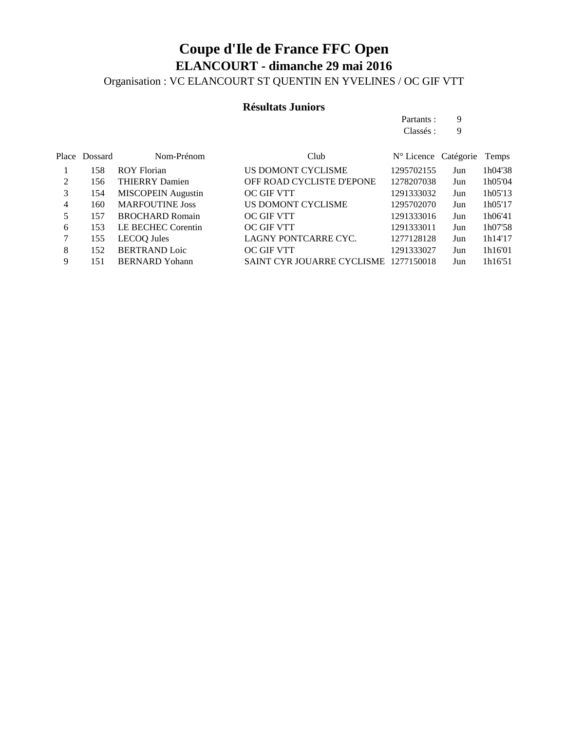# Coupe d'Ile de France FFC Open

## ELANCOURT - dimanche 29 mai 2016

Organisation : VC ELANCOURT ST QUENTIN EN YVELINES / OC GIF VTT

### Résultats Juniors

Partants : 9
Classés : 9

| Place | Dossard | Nom-Prénom | Club | N° Licence | Catégorie | Temps |
|---|---|---|---|---|---|---|
| 1 | 158 | ROY Florian | US DOMONT CYCLISME | 1295702155 | Jun | 1h04'38 |
| 2 | 156 | THIERRY Damien | OFF ROAD CYCLISTE D'EPONE | 1278207038 | Jun | 1h05'04 |
| 3 | 154 | MISCOPEIN Augustin | OC GIF VTT | 1291333032 | Jun | 1h05'13 |
| 4 | 160 | MARFOUTINE Joss | US DOMONT CYCLISME | 1295702070 | Jun | 1h05'17 |
| 5 | 157 | BROCHARD Romain | OC GIF VTT | 1291333016 | Jun | 1h06'41 |
| 6 | 153 | LE BECHEC Corentin | OC GIF VTT | 1291333011 | Jun | 1h07'58 |
| 7 | 155 | LECOQ Jules | LAGNY PONTCARRE CYC. | 1277128128 | Jun | 1h14'17 |
| 8 | 152 | BERTRAND Loic | OC GIF VTT | 1291333027 | Jun | 1h16'01 |
| 9 | 151 | BERNARD Yohann | SAINT CYR JOUARRE CYCLISME | 1277150018 | Jun | 1h16'51 |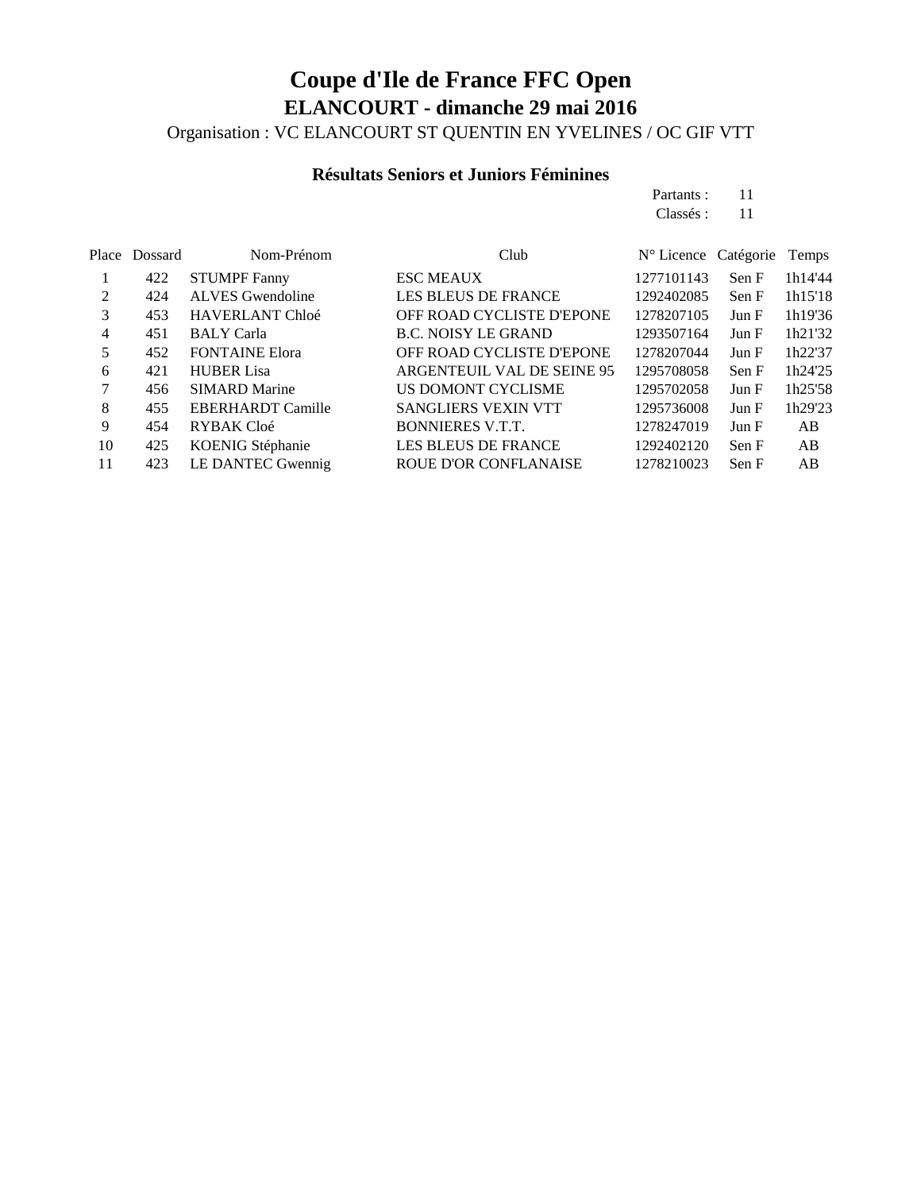# Coupe d'Ile de France FFC Open

## ELANCOURT - dimanche 29 mai 2016

Organisation : VC ELANCOURT ST QUENTIN EN YVELINES / OC GIF VTT

### Résultats Seniors et Juniors Féminines

Partants : 11
Classés : 11

| Place | Dossard | Nom-Prénom | Club | N° Licence | Catégorie | Temps |
|---|---|---|---|---|---|---|
| 1 | 422 | STUMPF Fanny | ESC MEAUX | 1277101143 | Sen F | 1h14'44 |
| 2 | 424 | ALVES Gwendoline | LES BLEUS DE FRANCE | 1292402085 | Sen F | 1h15'18 |
| 3 | 453 | HAVERLANT Chloé | OFF ROAD CYCLISTE D'EPONE | 1278207105 | Jun F | 1h19'36 |
| 4 | 451 | BALY Carla | B.C. NOISY LE GRAND | 1293507164 | Jun F | 1h21'32 |
| 5 | 452 | FONTAINE Elora | OFF ROAD CYCLISTE D'EPONE | 1278207044 | Jun F | 1h22'37 |
| 6 | 421 | HUBER Lisa | ARGENTEUIL VAL DE SEINE 95 | 1295708058 | Sen F | 1h24'25 |
| 7 | 456 | SIMARD Marine | US DOMONT CYCLISME | 1295702058 | Jun F | 1h25'58 |
| 8 | 455 | EBERHARDT Camille | SANGLIERS VEXIN VTT | 1295736008 | Jun F | 1h29'23 |
| 9 | 454 | RYBAK Cloé | BONNIERES V.T.T. | 1278247019 | Jun F | AB |
| 10 | 425 | KOENIG Stéphanie | LES BLEUS DE FRANCE | 1292402120 | Sen F | AB |
| 11 | 423 | LE DANTEC Gwennig | ROUE D'OR CONFLANAISE | 1278210023 | Sen F | AB |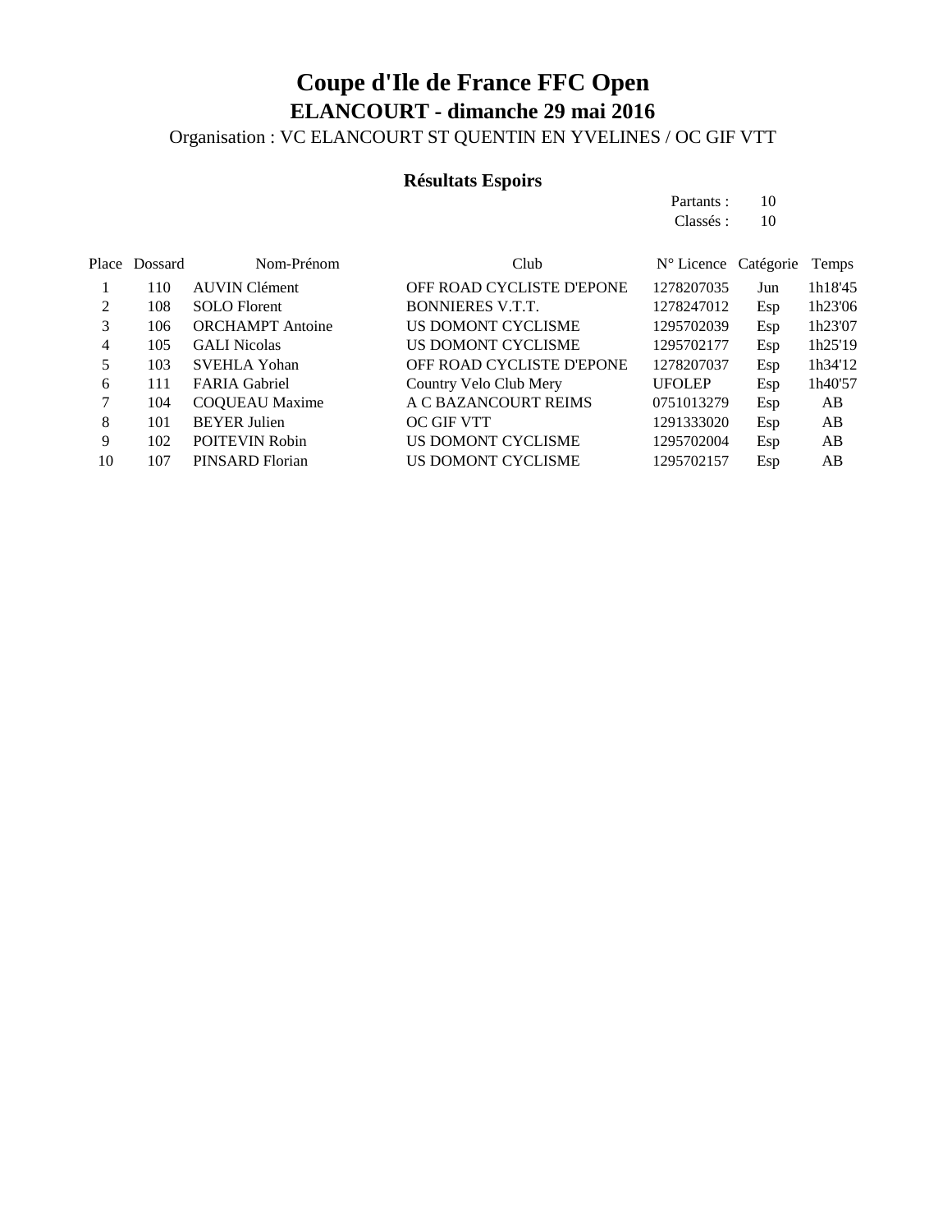# Coupe d'Ile de France FFC Open

## ELANCOURT - dimanche 29 mai 2016

Organisation : VC ELANCOURT ST QUENTIN EN YVELINES / OC GIF VTT

### Résultats Espoirs

Partants : 10
Classés : 10

| Place | Dossard | Nom-Prénom | Club | N° Licence | Catégorie | Temps |
|---|---|---|---|---|---|---|
| 1 | 110 | AUVIN Clément | OFF ROAD CYCLISTE D'EPONE | 1278207035 | Jun | 1h18'45 |
| 2 | 108 | SOLO Florent | BONNIERES V.T.T. | 1278247012 | Esp | 1h23'06 |
| 3 | 106 | ORCHAMPT Antoine | US DOMONT CYCLISME | 1295702039 | Esp | 1h23'07 |
| 4 | 105 | GALI Nicolas | US DOMONT CYCLISME | 1295702177 | Esp | 1h25'19 |
| 5 | 103 | SVEHLA Yohan | OFF ROAD CYCLISTE D'EPONE | 1278207037 | Esp | 1h34'12 |
| 6 | 111 | FARIA Gabriel | Country Velo Club Mery | UFOLEP | Esp | 1h40'57 |
| 7 | 104 | COQUEAU Maxime | A C BAZANCOURT REIMS | 0751013279 | Esp | AB |
| 8 | 101 | BEYER Julien | OC GIF VTT | 1291333020 | Esp | AB |
| 9 | 102 | POITEVIN Robin | US DOMONT CYCLISME | 1295702004 | Esp | AB |
| 10 | 107 | PINSARD Florian | US DOMONT CYCLISME | 1295702157 | Esp | AB |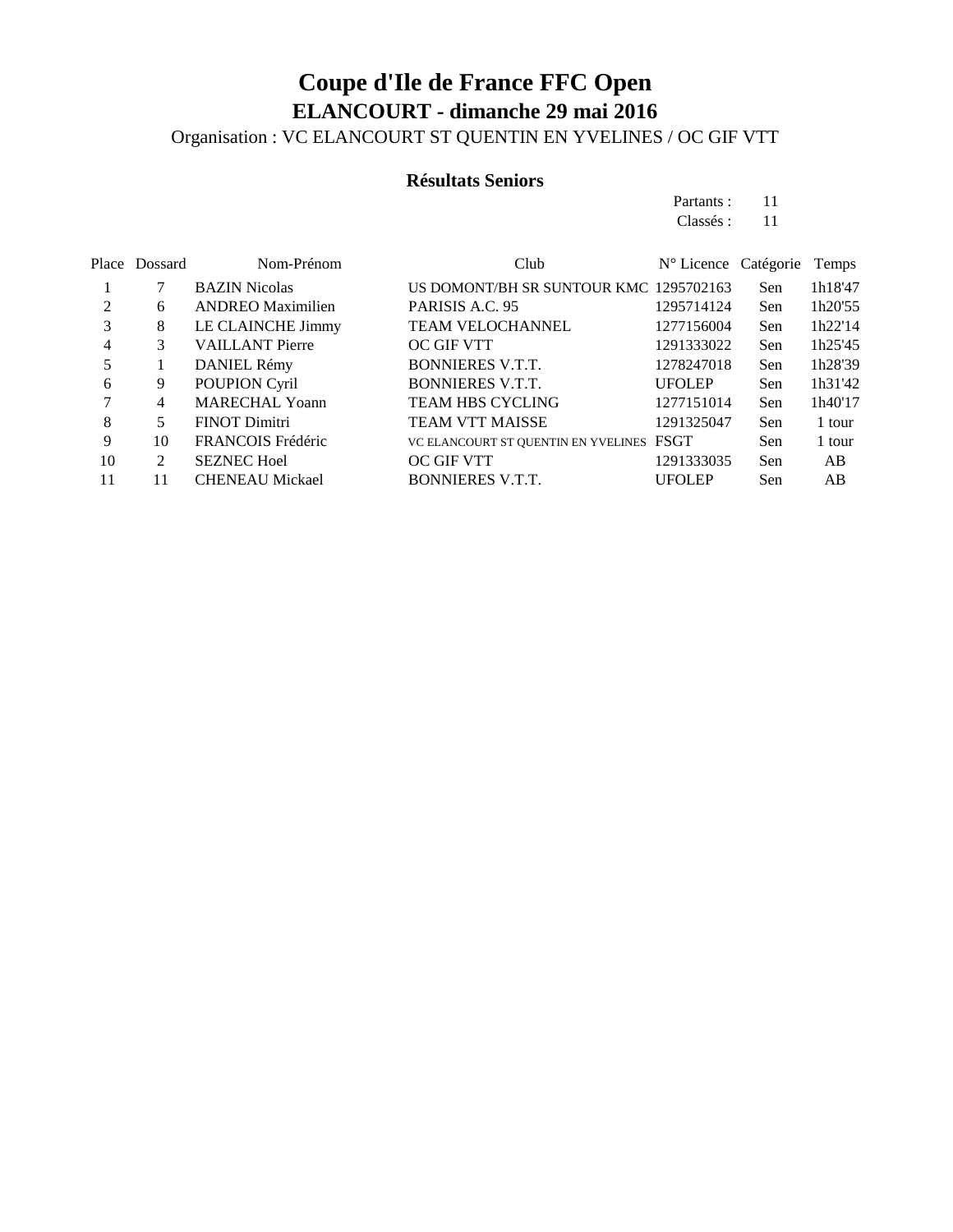# Coupe d'Ile de France FFC Open

## ELANCOURT - dimanche 29 mai 2016

Organisation : VC ELANCOURT ST QUENTIN EN YVELINES / OC GIF VTT

### Résultats Seniors

Partants : 11
Classés : 11

| Place | Dossard | Nom-Prénom | Club | N° Licence | Catégorie | Temps |
|---|---|---|---|---|---|---|
| 1 | 7 | BAZIN Nicolas | US DOMONT/BH SR SUNTOUR KMC | 1295702163 | Sen | 1h18'47 |
| 2 | 6 | ANDREO Maximilien | PARISIS A.C. 95 | 1295714124 | Sen | 1h20'55 |
| 3 | 8 | LE CLAINCHE Jimmy | TEAM VELOCHANNEL | 1277156004 | Sen | 1h22'14 |
| 4 | 3 | VAILLANT Pierre | OC GIF VTT | 1291333022 | Sen | 1h25'45 |
| 5 | 1 | DANIEL Rémy | BONNIERES V.T.T. | 1278247018 | Sen | 1h28'39 |
| 6 | 9 | POUPION Cyril | BONNIERES V.T.T. | UFOLEP | Sen | 1h31'42 |
| 7 | 4 | MARECHAL Yoann | TEAM HBS CYCLING | 1277151014 | Sen | 1h40'17 |
| 8 | 5 | FINOT Dimitri | TEAM VTT MAISSE | 1291325047 | Sen | 1 tour |
| 9 | 10 | FRANCOIS Frédéric | VC ELANCOURT ST QUENTIN EN YVELINES | FSGT | Sen | 1 tour |
| 10 | 2 | SEZNEC Hoel | OC GIF VTT | 1291333035 | Sen | AB |
| 11 | 11 | CHENEAU Mickael | BONNIERES V.T.T. | UFOLEP | Sen | AB |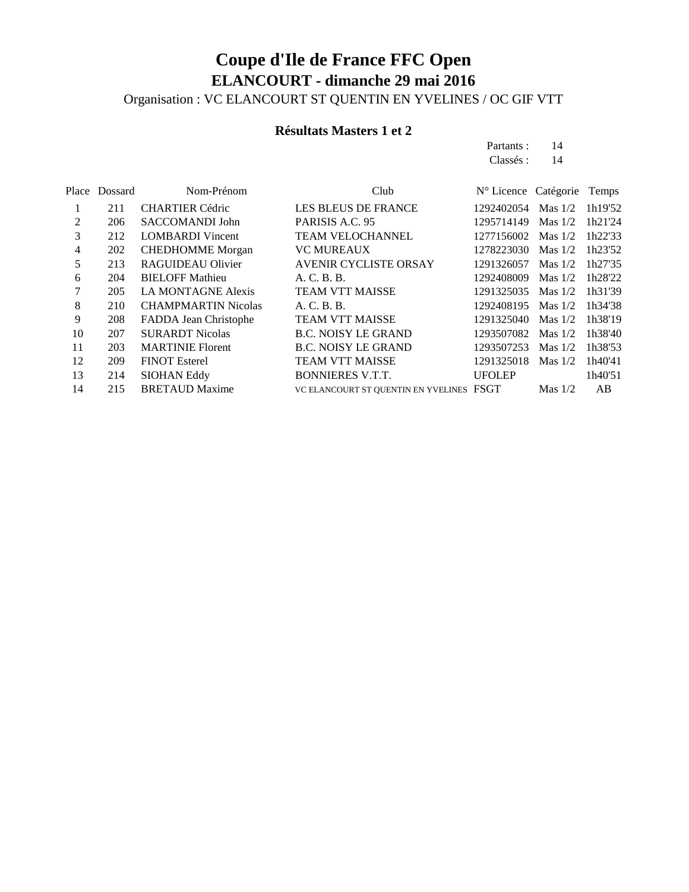# Coupe d'Ile de France FFC Open

## ELANCOURT - dimanche 29 mai 2016

Organisation : VC ELANCOURT ST QUENTIN EN YVELINES / OC GIF VTT

### Résultats Masters 1 et 2

Partants : 14
Classés : 14

| Place | Dossard | Nom-Prénom | Club | N° Licence | Catégorie | Temps |
|---|---|---|---|---|---|---|
| 1 | 211 | CHARTIER Cédric | LES BLEUS DE FRANCE | 1292402054 | Mas 1/2 | 1h19'52 |
| 2 | 206 | SACCOMANDI John | PARISIS A.C. 95 | 1295714149 | Mas 1/2 | 1h21'24 |
| 3 | 212 | LOMBARDI Vincent | TEAM VELOCHANNEL | 1277156002 | Mas 1/2 | 1h22'33 |
| 4 | 202 | CHEDHOMME Morgan | VC MUREAUX | 1278223030 | Mas 1/2 | 1h23'52 |
| 5 | 213 | RAGUIDEAU Olivier | AVENIR CYCLISTE ORSAY | 1291326057 | Mas 1/2 | 1h27'35 |
| 6 | 204 | BIELOFF Mathieu | A. C. B. B. | 1292408009 | Mas 1/2 | 1h28'22 |
| 7 | 205 | LA MONTAGNE Alexis | TEAM VTT MAISSE | 1291325035 | Mas 1/2 | 1h31'39 |
| 8 | 210 | CHAMPMARTIN Nicolas | A. C. B. B. | 1292408195 | Mas 1/2 | 1h34'38 |
| 9 | 208 | FADDA Jean Christophe | TEAM VTT MAISSE | 1291325040 | Mas 1/2 | 1h38'19 |
| 10 | 207 | SURARDT Nicolas | B.C. NOISY LE GRAND | 1293507082 | Mas 1/2 | 1h38'40 |
| 11 | 203 | MARTINIE Florent | B.C. NOISY LE GRAND | 1293507253 | Mas 1/2 | 1h38'53 |
| 12 | 209 | FINOT Esterel | TEAM VTT MAISSE | 1291325018 | Mas 1/2 | 1h40'41 |
| 13 | 214 | SIOHAN Eddy | BONNIERES V.T.T. | UFOLEP | | 1h40'51 |
| 14 | 215 | BRETAUD Maxime | VC ELANCOURT ST QUENTIN EN YVELINES | FSGT | Mas 1/2 | AB |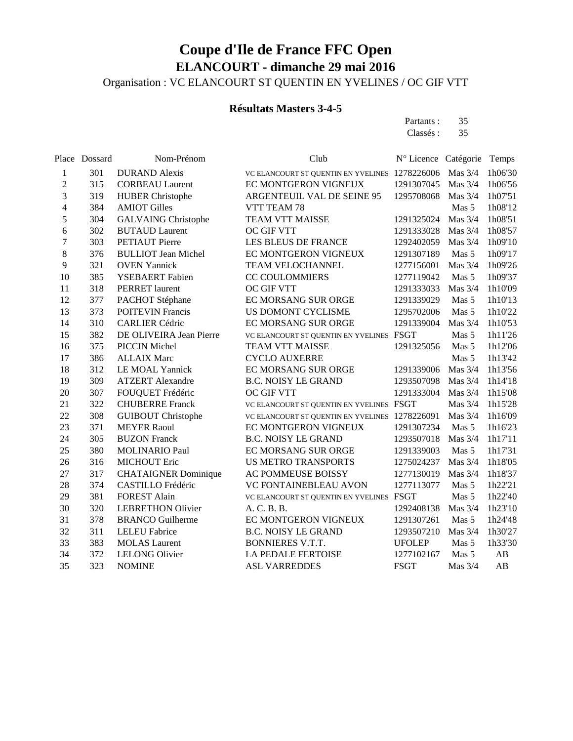# Coupe d'Ile de France FFC Open

## ELANCOURT - dimanche 29 mai 2016

Organisation : VC ELANCOURT ST QUENTIN EN YVELINES / OC GIF VTT

### Résultats Masters 3-4-5

Partants : 35
Classés : 35

| Place | Dossard | Nom-Prénom | Club | N° Licence | Catégorie | Temps |
|---|---|---|---|---|---|---|
| 1 | 301 | DURAND Alexis | VC ELANCOURT ST QUENTIN EN YVELINES | 1278226006 | Mas 3/4 | 1h06'30 |
| 2 | 315 | CORBEAU Laurent | EC MONTGERON VIGNEUX | 1291307045 | Mas 3/4 | 1h06'56 |
| 3 | 319 | HUBER Christophe | ARGENTEUIL VAL DE SEINE 95 | 1295708068 | Mas 3/4 | 1h07'51 |
| 4 | 384 | AMIOT Gilles | VTT TEAM 78 | | Mas 5 | 1h08'12 |
| 5 | 304 | GALVAING Christophe | TEAM VTT MAISSE | 1291325024 | Mas 3/4 | 1h08'51 |
| 6 | 302 | BUTAUD Laurent | OC GIF VTT | 1291333028 | Mas 3/4 | 1h08'57 |
| 7 | 303 | PETIAUT Pierre | LES BLEUS DE FRANCE | 1292402059 | Mas 3/4 | 1h09'10 |
| 8 | 376 | BULLIOT Jean Michel | EC MONTGERON VIGNEUX | 1291307189 | Mas 5 | 1h09'17 |
| 9 | 321 | OVEN Yannick | TEAM VELOCHANNEL | 1277156001 | Mas 3/4 | 1h09'26 |
| 10 | 385 | YSEBAERT Fabien | CC COULOMMIERS | 1277119042 | Mas 5 | 1h09'37 |
| 11 | 318 | PERRET laurent | OC GIF VTT | 1291333033 | Mas 3/4 | 1h10'09 |
| 12 | 377 | PACHOT Stéphane | EC MORSANG SUR ORGE | 1291339029 | Mas 5 | 1h10'13 |
| 13 | 373 | POITEVIN Francis | US DOMONT CYCLISME | 1295702006 | Mas 5 | 1h10'22 |
| 14 | 310 | CARLIER Cédric | EC MORSANG SUR ORGE | 1291339004 | Mas 3/4 | 1h10'53 |
| 15 | 382 | DE OLIVEIRA Jean Pierre | VC ELANCOURT ST QUENTIN EN YVELINES | FSGT | Mas 5 | 1h11'26 |
| 16 | 375 | PICCIN Michel | TEAM VTT MAISSE | 1291325056 | Mas 5 | 1h12'06 |
| 17 | 386 | ALLAIX Marc | CYCLO AUXERRE | | Mas 5 | 1h13'42 |
| 18 | 312 | LE MOAL Yannick | EC MORSANG SUR ORGE | 1291339006 | Mas 3/4 | 1h13'56 |
| 19 | 309 | ATZERT Alexandre | B.C. NOISY LE GRAND | 1293507098 | Mas 3/4 | 1h14'18 |
| 20 | 307 | FOUQUET Frédéric | OC GIF VTT | 1291333004 | Mas 3/4 | 1h15'08 |
| 21 | 322 | CHUBERRE Franck | VC ELANCOURT ST QUENTIN EN YVELINES | FSGT | Mas 3/4 | 1h15'28 |
| 22 | 308 | GUIBOUT Christophe | VC ELANCOURT ST QUENTIN EN YVELINES | 1278226091 | Mas 3/4 | 1h16'09 |
| 23 | 371 | MEYER Raoul | EC MONTGERON VIGNEUX | 1291307234 | Mas 5 | 1h16'23 |
| 24 | 305 | BUZON Franck | B.C. NOISY LE GRAND | 1293507018 | Mas 3/4 | 1h17'11 |
| 25 | 380 | MOLINARIO Paul | EC MORSANG SUR ORGE | 1291339003 | Mas 5 | 1h17'31 |
| 26 | 316 | MICHOUT Eric | US METRO TRANSPORTS | 1275024237 | Mas 3/4 | 1h18'05 |
| 27 | 317 | CHATAIGNER Dominique | AC POMMEUSE BOISSY | 1277130019 | Mas 3/4 | 1h18'37 |
| 28 | 374 | CASTILLO Frédéric | VC FONTAINEBLEAU AVON | 1277113077 | Mas 5 | 1h22'21 |
| 29 | 381 | FOREST Alain | VC ELANCOURT ST QUENTIN EN YVELINES | FSGT | Mas 5 | 1h22'40 |
| 30 | 320 | LEBRETHON Olivier | A. C. B. B. | 1292408138 | Mas 3/4 | 1h23'10 |
| 31 | 378 | BRANCO Guilherme | EC MONTGERON VIGNEUX | 1291307261 | Mas 5 | 1h24'48 |
| 32 | 311 | LELEU Fabrice | B.C. NOISY LE GRAND | 1293507210 | Mas 3/4 | 1h30'27 |
| 33 | 383 | MOLAS Laurent | BONNIERES V.T.T. | UFOLEP | Mas 5 | 1h33'30 |
| 34 | 372 | LELONG Olivier | LA PEDALE FERTOISE | 1277102167 | Mas 5 | AB |
| 35 | 323 | NOMINE | ASL VARREDDES | FSGT | Mas 3/4 | AB |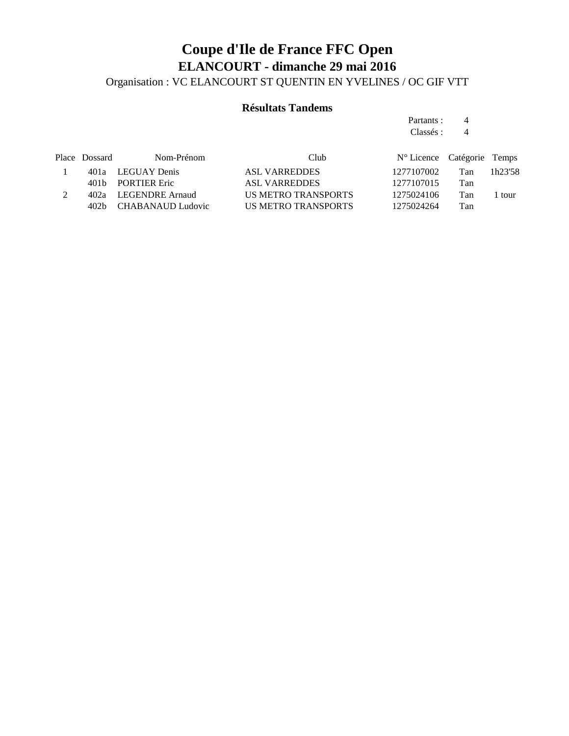# Coupe d'Ile de France FFC Open

## ELANCOURT - dimanche 29 mai 2016

Organisation : VC ELANCOURT ST QUENTIN EN YVELINES / OC GIF VTT

### Résultats Tandems

Partants : 4
Classés : 4

| Place | Dossard | Nom-Prénom | Club | N° Licence | Catégorie | Temps |
|---|---|---|---|---|---|---|
| 1 | 401a | LEGUAY Denis | ASL VARREDDES | 1277107002 | Tan | 1h23'58 |
| | 401b | PORTIER Eric | ASL VARREDDES | 1277107015 | Tan | |
| 2 | 402a | LEGENDRE Arnaud | US METRO TRANSPORTS | 1275024106 | Tan | 1 tour |
| | 402b | CHABANAUD Ludovic | US METRO TRANSPORTS | 1275024264 | Tan | |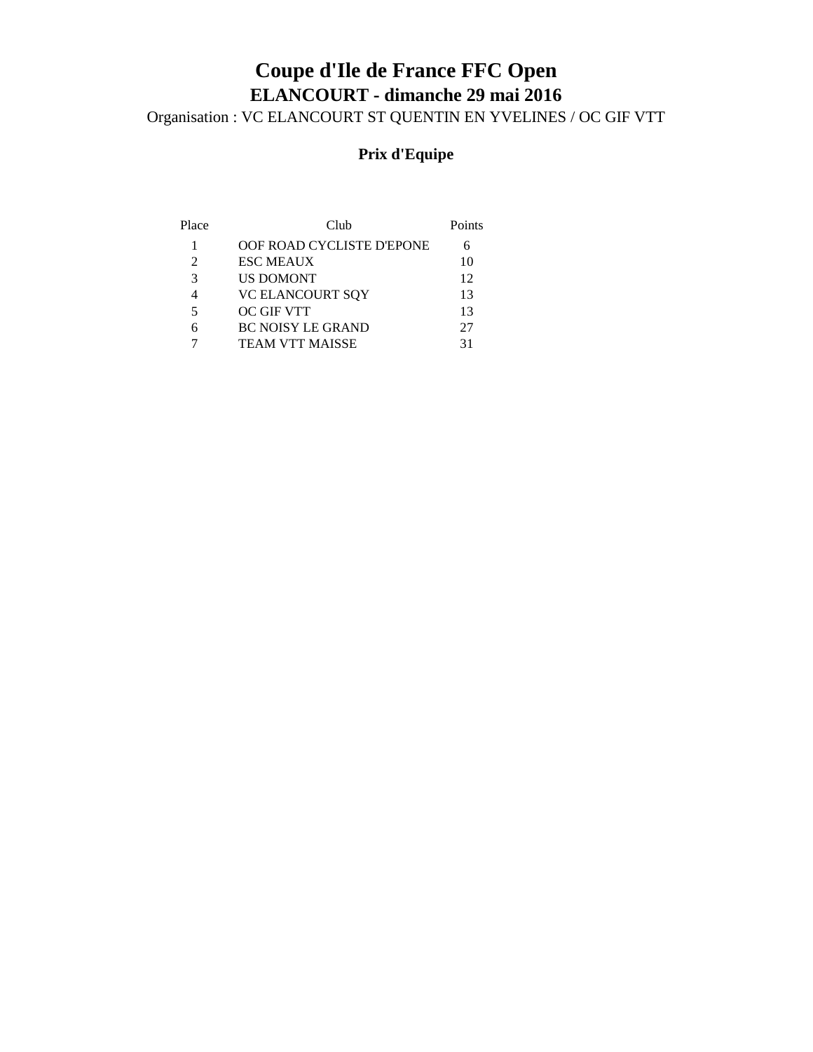# Coupe d'Ile de France FFC Open

## ELANCOURT - dimanche 29 mai 2016

Organisation : VC ELANCOURT ST QUENTIN EN YVELINES / OC GIF VTT

### Prix d'Equipe

| Place | Club | Points |
|---|---|---|
| 1 | OOF ROAD CYCLISTE D'EPONE | 6 |
| 2 | ESC MEAUX | 10 |
| 3 | US DOMONT | 12 |
| 4 | VC ELANCOURT SQY | 13 |
| 5 | OC GIF VTT | 13 |
| 6 | BC NOISY LE GRAND | 27 |
| 7 | TEAM VTT MAISSE | 31 |